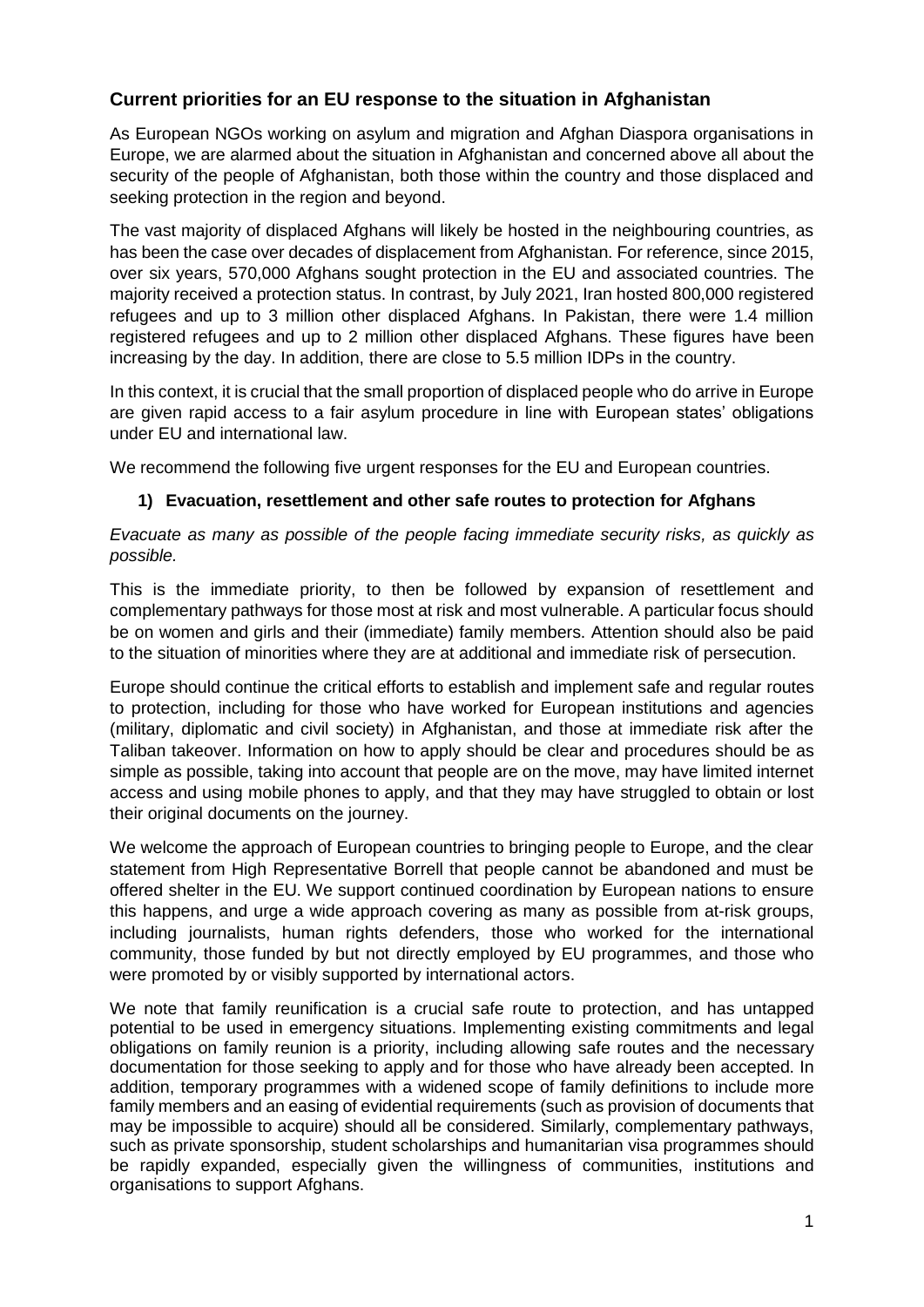## Current priorities for an EU response to the situation in Afghanistan

As European NGOs working on asylum and migration and Afghan Diaspora organisations in Europe, we are alarmed about the situation in Afghanistan and concerned above all about the security of the people of Afghanistan, both those within the country and those displaced and seeking protection in the region and beyond.

The vast majority of displaced Afghans will likely be hosted in the neighbouring countries, as has been the case over decades of displacement from Afghanistan. For reference, since 2015, over six years, 570,000 Afghans sought protection in the EU and associated countries. The majority received a protection status. In contrast, by July 2021, Iran hosted 800,000 registered refugees and up to 3 million other displaced Afghans. In Pakistan, there were 1.4 million registered refugees and up to 2 million other displaced Afghans. These figures have been increasing by the day. In addition, there are close to 5.5 million IDPs in the country.

In this context, it is crucial that the small proportion of displaced people who do arrive in Europe are given rapid access to a fair asylum procedure in line with European states' obligations under EU and international law.

We recommend the following five urgent responses for the EU and European countries.

### 1) Evacuation, resettlement and other safe routes to protection for Afghans

*Evacuate as many as possible of the people facing immediate security risks, as quickly as possible.*

This is the immediate priority, to then be followed by expansion of resettlement and complementary pathways for those most at risk and most vulnerable. A particular focus should be on women and girls and their (immediate) family members. Attention should also be paid to the situation of minorities where they are at additional and immediate risk of persecution.

Europe should continue the critical efforts to establish and implement safe and regular routes to protection, including for those who have worked for European institutions and agencies (military, diplomatic and civil society) in Afghanistan, and those at immediate risk after the Taliban takeover. Information on how to apply should be clear and procedures should be as simple as possible, taking into account that people are on the move, may have limited internet access and using mobile phones to apply, and that they may have struggled to obtain or lost their original documents on the journey.

We welcome the approach of European countries to bringing people to Europe, and the clear statement from High Representative Borrell that people cannot be abandoned and must be offered shelter in the EU. We support continued coordination by European nations to ensure this happens, and urge a wide approach covering as many as possible from at-risk groups, including journalists, human rights defenders, those who worked for the international community, those funded by but not directly employed by EU programmes, and those who were promoted by or visibly supported by international actors.

We note that family reunification is a crucial safe route to protection, and has untapped potential to be used in emergency situations. Implementing existing commitments and legal obligations on family reunion is a priority, including allowing safe routes and the necessary documentation for those seeking to apply and for those who have already been accepted. In addition, temporary programmes with a widened scope of family definitions to include more family members and an easing of evidential requirements (such as provision of documents that may be impossible to acquire) should all be considered. Similarly, complementary pathways, such as private sponsorship, student scholarships and humanitarian visa programmes should be rapidly expanded, especially given the willingness of communities, institutions and organisations to support Afghans.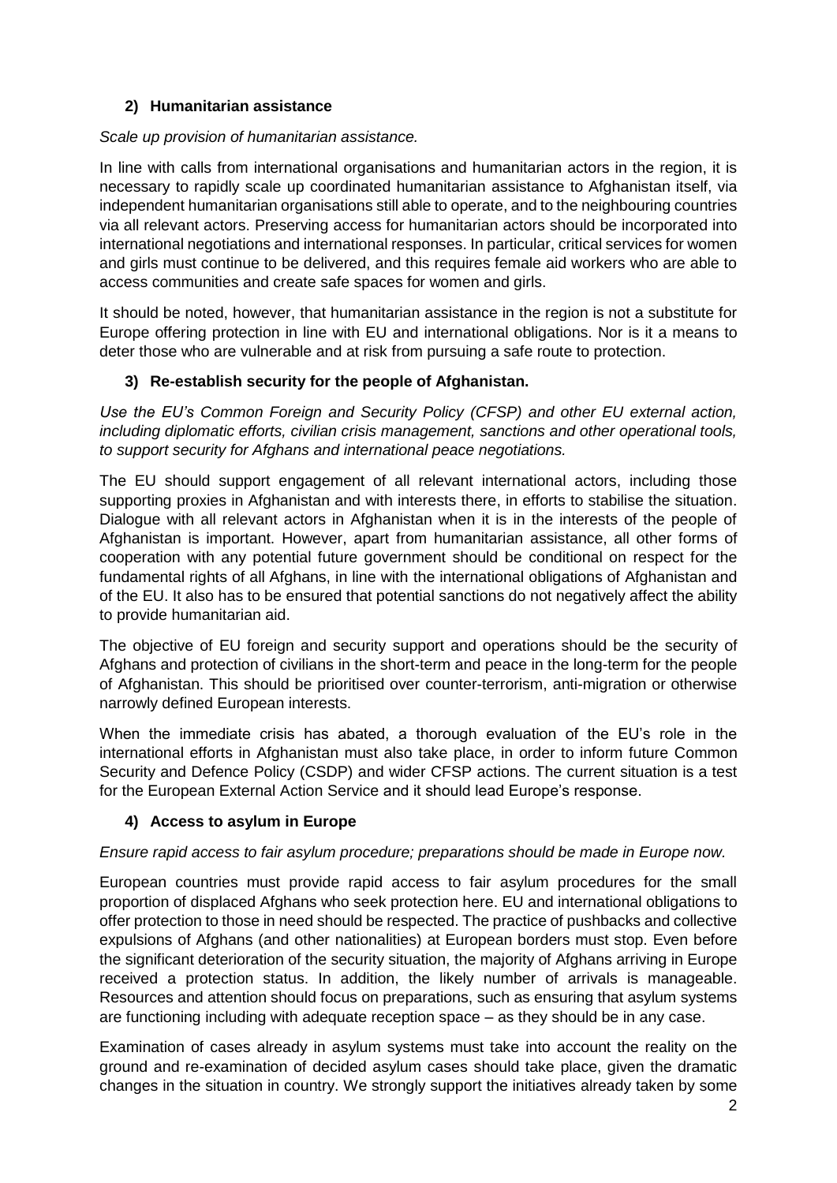## 2) Humanitarian assistance

*Scale up provision of humanitarian assistance.*

In line with calls from international organisations and humanitarian actors in the region, it is necessary to rapidly scale up coordinated humanitarian assistance to Afghanistan itself, via independent humanitarian organisations still able to operate, and to the neighbouring countries via all relevant actors. Preserving access for humanitarian actors should be incorporated into international negotiations and international responses. In particular, critical services for women and girls must continue to be delivered, and this requires female aid workers who are able to access communities and create safe spaces for women and girls.

It should be noted, however, that humanitarian assistance in the region is not a substitute for Europe offering protection in line with EU and international obligations. Nor is it a means to deter those who are vulnerable and at risk from pursuing a safe route to protection.

## 3) Re-establish security for the people of Afghanistan.

*Use the EU's Common Foreign and Security Policy (CFSP) and other EU external action, including diplomatic efforts, civilian crisis management, sanctions and other operational tools, to support security for Afghans and international peace negotiations.*

The EU should support engagement of all relevant international actors, including those supporting proxies in Afghanistan and with interests there, in efforts to stabilise the situation. Dialogue with all relevant actors in Afghanistan when it is in the interests of the people of Afghanistan is important. However, apart from humanitarian assistance, all other forms of cooperation with any potential future government should be conditional on respect for the fundamental rights of all Afghans, in line with the international obligations of Afghanistan and of the EU. It also has to be ensured that potential sanctions do not negatively affect the ability to provide humanitarian aid.

The objective of EU foreign and security support and operations should be the security of Afghans and protection of civilians in the short-term and peace in the long-term for the people of Afghanistan. This should be prioritised over counter-terrorism, anti-migration or otherwise narrowly defined European interests.

When the immediate crisis has abated, a thorough evaluation of the EU's role in the international efforts in Afghanistan must also take place, in order to inform future Common Security and Defence Policy (CSDP) and wider CFSP actions. The current situation is a test for the European External Action Service and it should lead Europe's response.

## 4) Access to asylum in Europe

*Ensure rapid access to fair asylum procedure; preparations should be made in Europe now.*

European countries must provide rapid access to fair asylum procedures for the small proportion of displaced Afghans who seek protection here. EU and international obligations to offer protection to those in need should be respected. The practice of pushbacks and collective expulsions of Afghans (and other nationalities) at European borders must stop. Even before the significant deterioration of the security situation, the majority of Afghans arriving in Europe received a protection status. In addition, the likely number of arrivals is manageable. Resources and attention should focus on preparations, such as ensuring that asylum systems are functioning including with adequate reception space – as they should be in any case.

Examination of cases already in asylum systems must take into account the reality on the ground and re-examination of decided asylum cases should take place, given the dramatic changes in the situation in country. We strongly support the initiatives already taken by some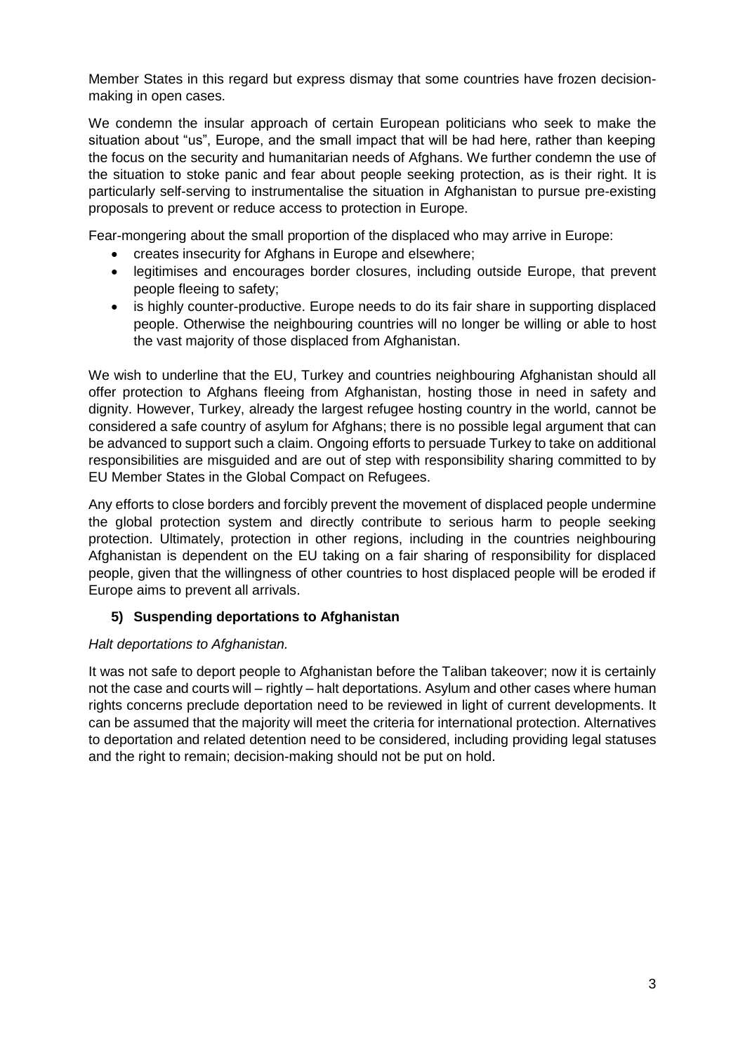Member States in this regard but express dismay that some countries have frozen decision-making in open cases.

We condemn the insular approach of certain European politicians who seek to make the situation about "us", Europe, and the small impact that will be had here, rather than keeping the focus on the security and humanitarian needs of Afghans. We further condemn the use of the situation to stoke panic and fear about people seeking protection, as is their right. It is particularly self-serving to instrumentalise the situation in Afghanistan to pursue pre-existing proposals to prevent or reduce access to protection in Europe.

Fear-mongering about the small proportion of the displaced who may arrive in Europe:

- creates insecurity for Afghans in Europe and elsewhere;
- legitimises and encourages border closures, including outside Europe, that prevent people fleeing to safety;
- is highly counter-productive. Europe needs to do its fair share in supporting displaced people. Otherwise the neighbouring countries will no longer be willing or able to host the vast majority of those displaced from Afghanistan.

We wish to underline that the EU, Turkey and countries neighbouring Afghanistan should all offer protection to Afghans fleeing from Afghanistan, hosting those in need in safety and dignity. However, Turkey, already the largest refugee hosting country in the world, cannot be considered a safe country of asylum for Afghans; there is no possible legal argument that can be advanced to support such a claim. Ongoing efforts to persuade Turkey to take on additional responsibilities are misguided and are out of step with responsibility sharing committed to by EU Member States in the Global Compact on Refugees.

Any efforts to close borders and forcibly prevent the movement of displaced people undermine the global protection system and directly contribute to serious harm to people seeking protection. Ultimately, protection in other regions, including in the countries neighbouring Afghanistan is dependent on the EU taking on a fair sharing of responsibility for displaced people, given that the willingness of other countries to host displaced people will be eroded if Europe aims to prevent all arrivals.

### 5) Suspending deportations to Afghanistan

*Halt deportations to Afghanistan.*

It was not safe to deport people to Afghanistan before the Taliban takeover; now it is certainly not the case and courts will – rightly – halt deportations. Asylum and other cases where human rights concerns preclude deportation need to be reviewed in light of current developments. It can be assumed that the majority will meet the criteria for international protection. Alternatives to deportation and related detention need to be considered, including providing legal statuses and the right to remain; decision-making should not be put on hold.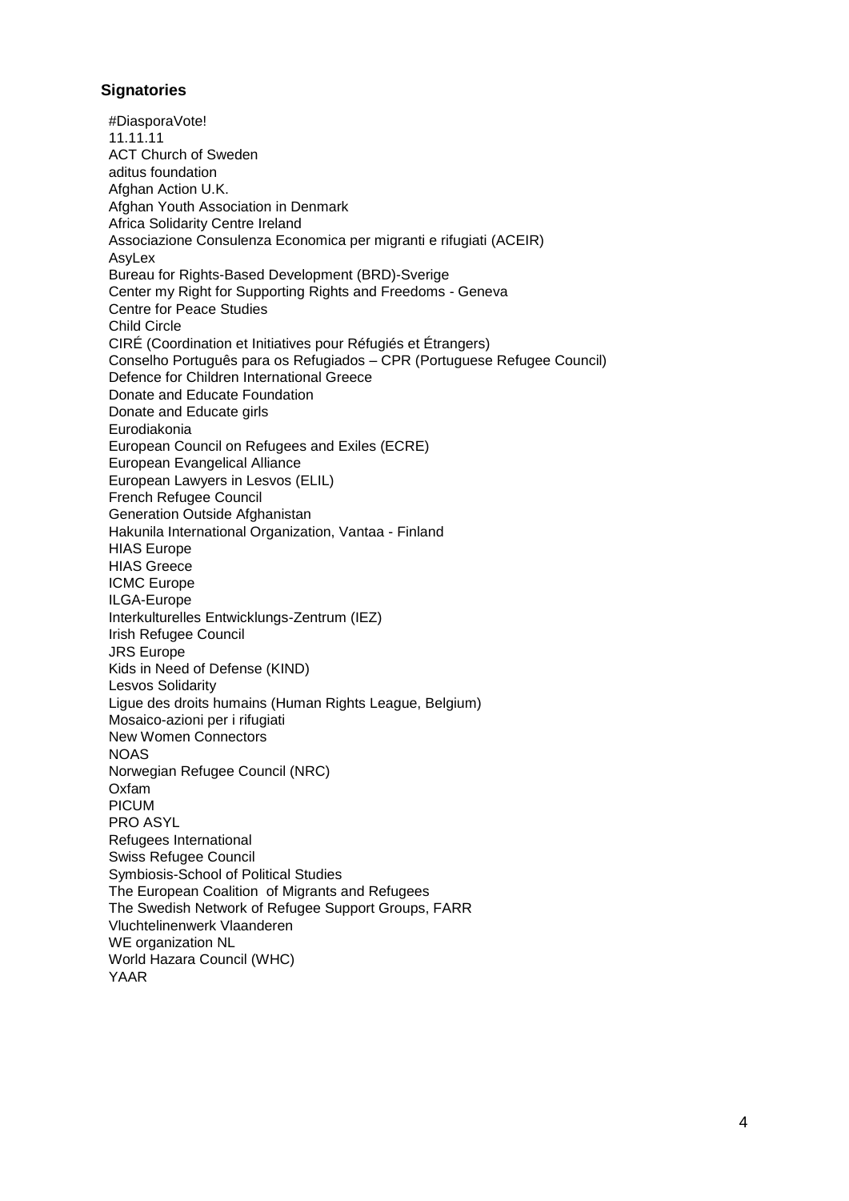## Signatories

#DiasporaVote!
11.11.11
ACT Church of Sweden
aditus foundation
Afghan Action U.K.
Afghan Youth Association in Denmark
Africa Solidarity Centre Ireland
Associazione Consulenza Economica per migranti e rifugiati (ACEIR)
AsyLex
Bureau for Rights-Based Development (BRD)-Sverige
Center my Right for Supporting Rights and Freedoms - Geneva
Centre for Peace Studies
Child Circle
CIRÉ (Coordination et Initiatives pour Réfugiés et Étrangers)
Conselho Português para os Refugiados – CPR (Portuguese Refugee Council)
Defence for Children International Greece
Donate and Educate Foundation
Donate and Educate girls
Eurodiakonia
European Council on Refugees and Exiles (ECRE)
European Evangelical Alliance
European Lawyers in Lesvos (ELIL)
French Refugee Council
Generation Outside Afghanistan
Hakunila International Organization, Vantaa - Finland
HIAS Europe
HIAS Greece
ICMC Europe
ILGA-Europe
Interkulturelles Entwicklungs-Zentrum (IEZ)
Irish Refugee Council
JRS Europe
Kids in Need of Defense (KIND)
Lesvos Solidarity
Ligue des droits humains (Human Rights League, Belgium)
Mosaico-azioni per i rifugiati
New Women Connectors
NOAS
Norwegian Refugee Council (NRC)
Oxfam
PICUM
PRO ASYL
Refugees International
Swiss Refugee Council
Symbiosis-School of Political Studies
The European Coalition of Migrants and Refugees
The Swedish Network of Refugee Support Groups, FARR
Vluchtelinenwerk Vlaanderen
WE organization NL
World Hazara Council (WHC)
YAAR